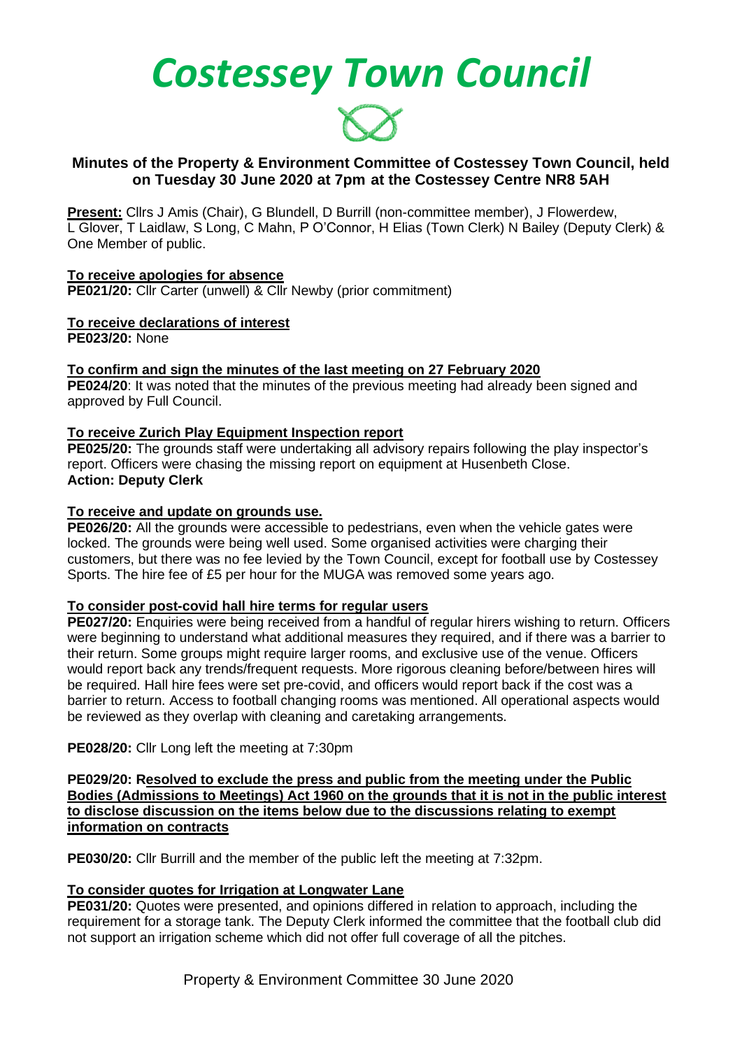// Costessey Town Council

## Minutes of the Property & Environment Committee of Costessey Town Council, held on Tuesday 30 June 2020 at 7pm at the Costessey Centre NR8 5AH

**Present:** Cllrs J Amis (Chair), G Blundell, D Burrill (non-committee member), J Flowerdew, L Glover, T Laidlaw, S Long, C Mahn, P O'Connor, H Elias (Town Clerk) N Bailey (Deputy Clerk) & One Member of public.

**To receive apologies for absence**
**PE021/20:** Cllr Carter (unwell) & Cllr Newby (prior commitment)

**To receive declarations of interest**
**PE023/20:** None

**To confirm and sign the minutes of the last meeting on 27 February 2020**
**PE024/20**: It was noted that the minutes of the previous meeting had already been signed and approved by Full Council.

**To receive Zurich Play Equipment Inspection report**
**PE025/20:** The grounds staff were undertaking all advisory repairs following the play inspector's report. Officers were chasing the missing report on equipment at Husenbeth Close.
**Action: Deputy Clerk**

**To receive and update on grounds use.**
**PE026/20:** All the grounds were accessible to pedestrians, even when the vehicle gates were locked. The grounds were being well used. Some organised activities were charging their customers, but there was no fee levied by the Town Council, except for football use by Costessey Sports. The hire fee of £5 per hour for the MUGA was removed some years ago.

**To consider post-covid hall hire terms for regular users**
**PE027/20:** Enquiries were being received from a handful of regular hirers wishing to return. Officers were beginning to understand what additional measures they required, and if there was a barrier to their return. Some groups might require larger rooms, and exclusive use of the venue. Officers would report back any trends/frequent requests. More rigorous cleaning before/between hires will be required. Hall hire fees were set pre-covid, and officers would report back if the cost was a barrier to return. Access to football changing rooms was mentioned. All operational aspects would be reviewed as they overlap with cleaning and caretaking arrangements.

**PE028/20:** Cllr Long left the meeting at 7:30pm

**PE029/20: Resolved to exclude the press and public from the meeting under the Public Bodies (Admissions to Meetings) Act 1960 on the grounds that it is not in the public interest to disclose discussion on the items below due to the discussions relating to exempt information on contracts**

**PE030/20:** Cllr Burrill and the member of the public left the meeting at 7:32pm.

**To consider quotes for Irrigation at Longwater Lane**
**PE031/20:** Quotes were presented, and opinions differed in relation to approach, including the requirement for a storage tank. The Deputy Clerk informed the committee that the football club did not support an irrigation scheme which did not offer full coverage of all the pitches.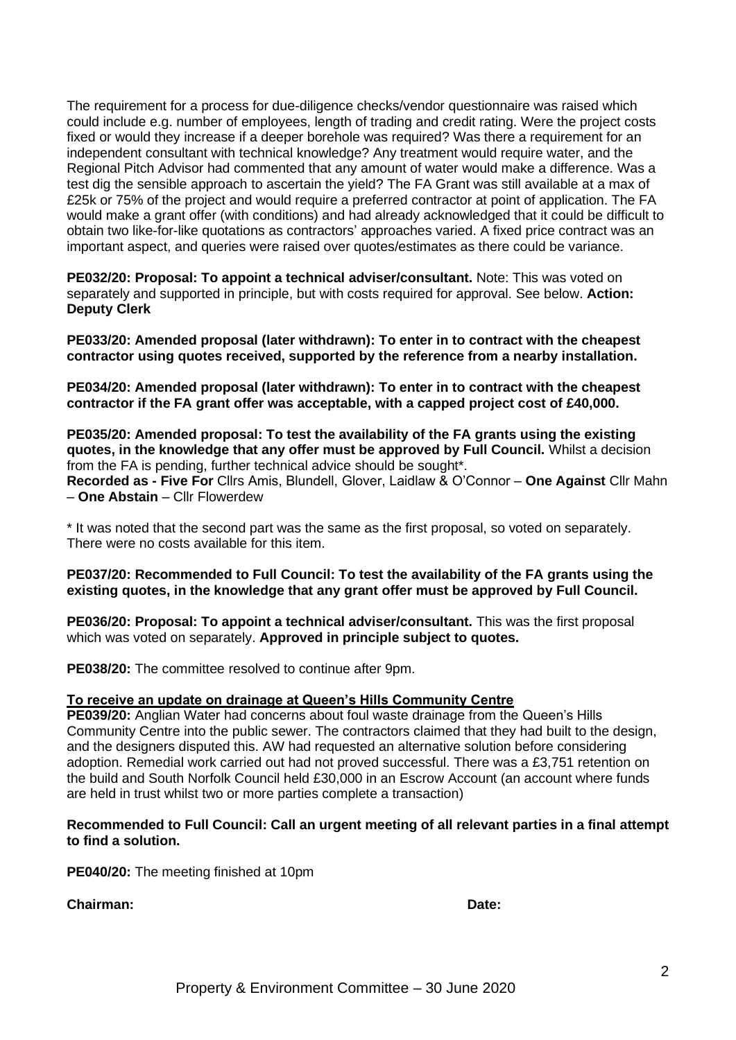The requirement for a process for due-diligence checks/vendor questionnaire was raised which could include e.g. number of employees, length of trading and credit rating. Were the project costs fixed or would they increase if a deeper borehole was required? Was there a requirement for an independent consultant with technical knowledge? Any treatment would require water, and the Regional Pitch Advisor had commented that any amount of water would make a difference. Was a test dig the sensible approach to ascertain the yield? The FA Grant was still available at a max of £25k or 75% of the project and would require a preferred contractor at point of application. The FA would make a grant offer (with conditions) and had already acknowledged that it could be difficult to obtain two like-for-like quotations as contractors' approaches varied. A fixed price contract was an important aspect, and queries were raised over quotes/estimates as there could be variance.

**PE032/20: Proposal: To appoint a technical adviser/consultant.** Note: This was voted on separately and supported in principle, but with costs required for approval. See below. **Action: Deputy Clerk**

**PE033/20: Amended proposal (later withdrawn): To enter in to contract with the cheapest contractor using quotes received, supported by the reference from a nearby installation.**

**PE034/20: Amended proposal (later withdrawn): To enter in to contract with the cheapest contractor if the FA grant offer was acceptable, with a capped project cost of £40,000.**

**PE035/20: Amended proposal: To test the availability of the FA grants using the existing quotes, in the knowledge that any offer must be approved by Full Council.** Whilst a decision from the FA is pending, further technical advice should be sought*.
**Recorded as - Five For** Cllrs Amis, Blundell, Glover, Laidlaw & O'Connor – **One Against** Cllr Mahn – **One Abstain** – Cllr Flowerdew

* It was noted that the second part was the same as the first proposal, so voted on separately. There were no costs available for this item.

**PE037/20: Recommended to Full Council: To test the availability of the FA grants using the existing quotes, in the knowledge that any grant offer must be approved by Full Council.**

**PE036/20: Proposal: To appoint a technical adviser/consultant.** This was the first proposal which was voted on separately. **Approved in principle subject to quotes.**

**PE038/20:** The committee resolved to continue after 9pm.

**To receive an update on drainage at Queen's Hills Community Centre**

**PE039/20:** Anglian Water had concerns about foul waste drainage from the Queen's Hills Community Centre into the public sewer. The contractors claimed that they had built to the design, and the designers disputed this. AW had requested an alternative solution before considering adoption. Remedial work carried out had not proved successful. There was a £3,751 retention on the build and South Norfolk Council held £30,000 in an Escrow Account (an account where funds are held in trust whilst two or more parties complete a transaction)

**Recommended to Full Council: Call an urgent meeting of all relevant parties in a final attempt to find a solution.**

**PE040/20:** The meeting finished at 10pm

**Chairman:** **Date:**